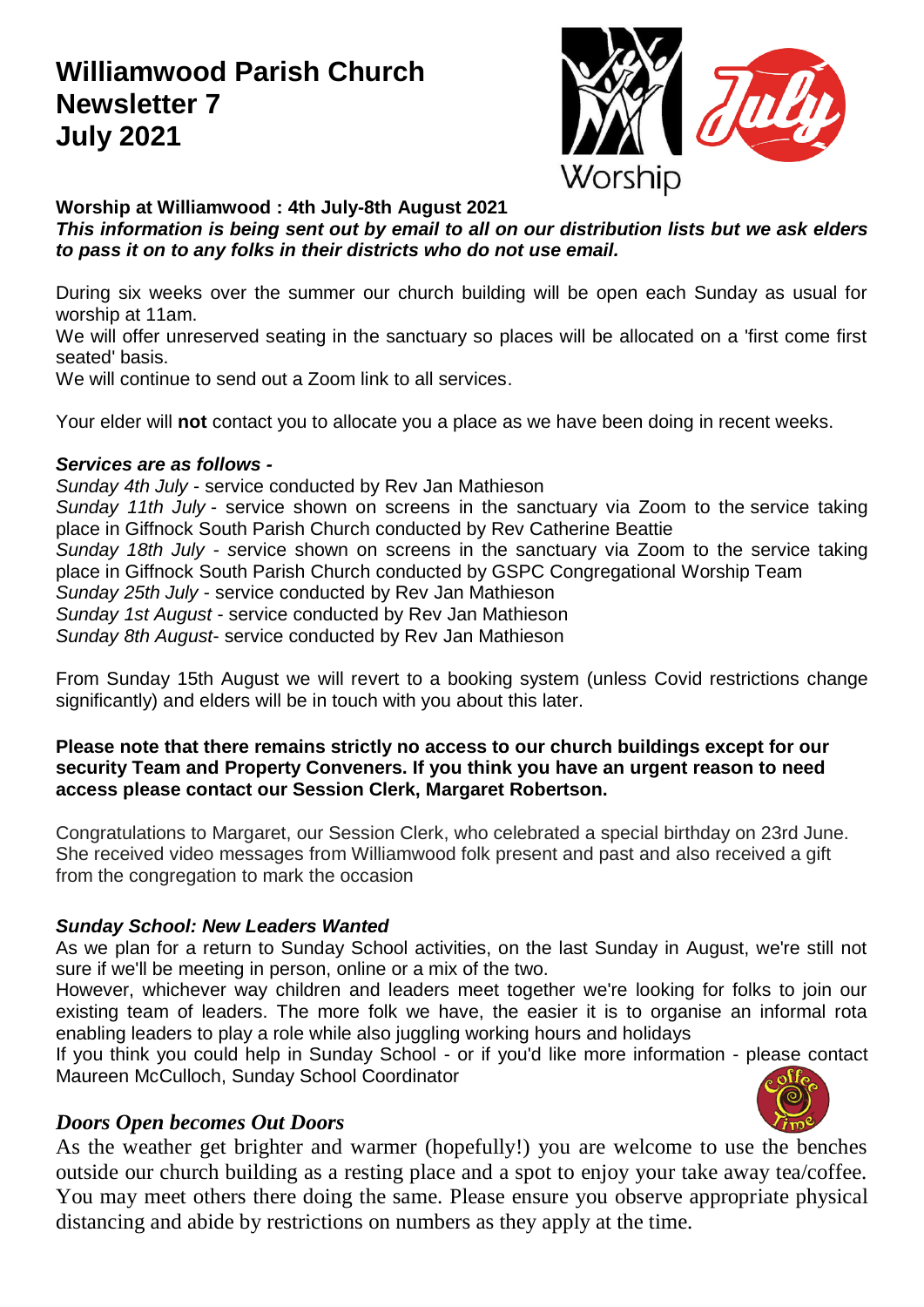# Williamwood Parish Church Newsletter 7 July 2021

**Worship at Williamwood : 4th July-8th August 2021**

***This information is being sent out by email to all on our distribution lists but we ask elders to pass it on to any folks in their districts who do not use email.***

During six weeks over the summer our church building will be open each Sunday as usual for worship at 11am.

We will offer unreserved seating in the sanctuary so places will be allocated on a 'first come first seated' basis.

We will continue to send out a Zoom link to all services.

Your elder will **not** contact you to allocate you a place as we have been doing in recent weeks.

***Services are as follows -***

*Sunday 4th July* - service conducted by Rev Jan Mathieson
*Sunday 11th July* - service shown on screens in the sanctuary via Zoom to the service taking place in Giffnock South Parish Church conducted by Rev Catherine Beattie
*Sunday 18th July* - service shown on screens in the sanctuary via Zoom to the service taking place in Giffnock South Parish Church conducted by GSPC Congregational Worship Team
*Sunday 25th July* - service conducted by Rev Jan Mathieson
*Sunday 1st August* - service conducted by Rev Jan Mathieson
*Sunday 8th August*- service conducted by Rev Jan Mathieson

From Sunday 15th August we will revert to a booking system (unless Covid restrictions change significantly) and elders will be in touch with you about this later.

**Please note that there remains strictly no access to our church buildings except for our security Team and Property Conveners. If you think you have an urgent reason to need access please contact our Session Clerk, Margaret Robertson.**

Congratulations to Margaret, our Session Clerk, who celebrated a special birthday on 23rd June. She received video messages from Williamwood folk present and past and also received a gift from the congregation to mark the occasion

### *Sunday School: New Leaders Wanted*

As we plan for a return to Sunday School activities, on the last Sunday in August, we're still not sure if we'll be meeting in person, online or a mix of the two.

However, whichever way children and leaders meet together we're looking for folks to join our existing team of leaders. The more folk we have, the easier it is to organise an informal rota enabling leaders to play a role while also juggling working hours and holidays

If you think you could help in Sunday School - or if you'd like more information - please contact Maureen McCulloch, Sunday School Coordinator

### *Doors Open becomes Out Doors*

As the weather get brighter and warmer (hopefully!) you are welcome to use the benches outside our church building as a resting place and a spot to enjoy your take away tea/coffee. You may meet others there doing the same. Please ensure you observe appropriate physical distancing and abide by restrictions on numbers as they apply at the time.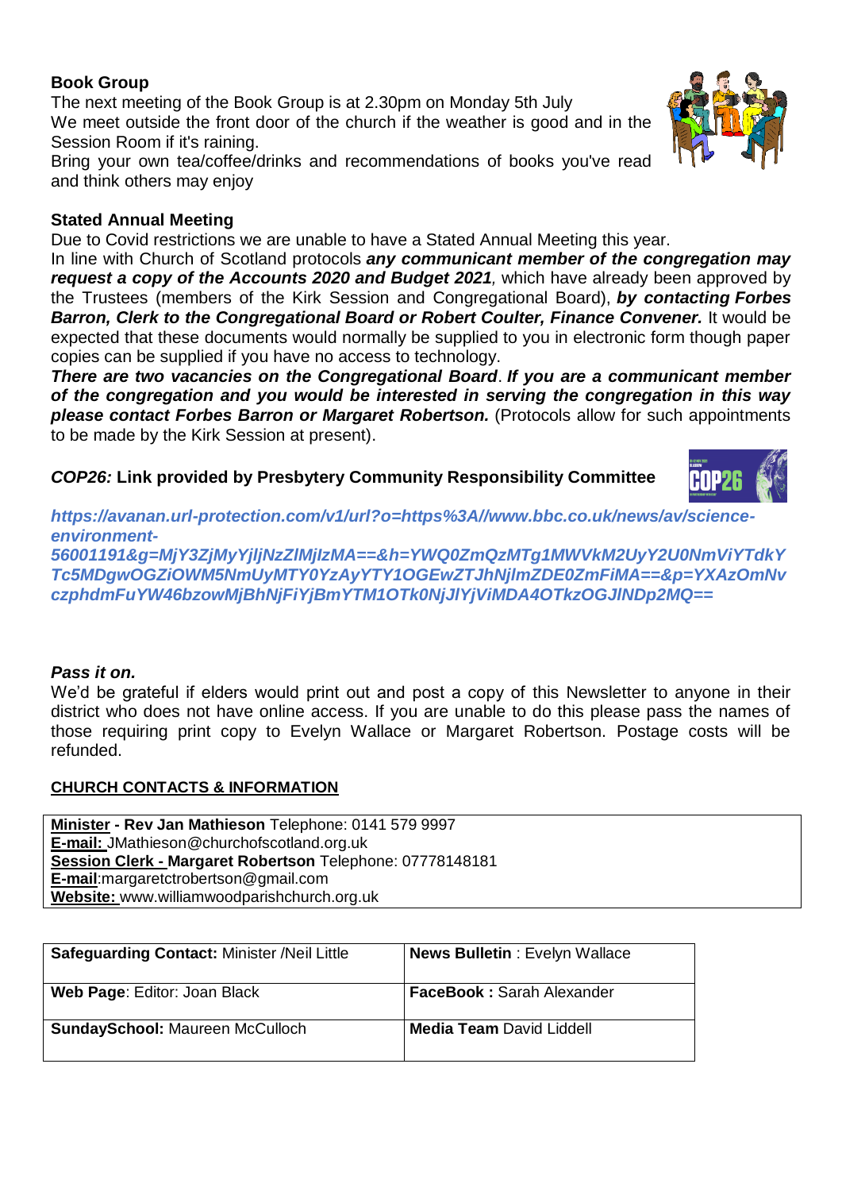## Book Group

The next meeting of the Book Group is at 2.30pm on Monday 5th July
We meet outside the front door of the church if the weather is good and in the Session Room if it's raining.
Bring your own tea/coffee/drinks and recommendations of books you've read and think others may enjoy

## Stated Annual Meeting

Due to Covid restrictions we are unable to have a Stated Annual Meeting this year.
In line with Church of Scotland protocols ***any communicant member of the congregation may request a copy of the Accounts 2020 and Budget 2021****,* which have already been approved by the Trustees (members of the Kirk Session and Congregational Board), ***by contacting Forbes Barron, Clerk to the Congregational Board or Robert Coulter, Finance Convener.*** It would be expected that these documents would normally be supplied to you in electronic form though paper copies can be supplied if you have no access to technology.
***There are two vacancies on the Congregational Board***. ***If you are a communicant member of the congregation and you would be interested in serving the congregation in this way please contact Forbes Barron or Margaret Robertson.*** (Protocols allow for such appointments to be made by the Kirk Session at present).

## *COP26:* Link provided by Presbytery Community Responsibility Committee

***https://avanan.url-protection.com/v1/url?o=https%3A//www.bbc.co.uk/news/av/science-environment-56001191&g=MjY3ZjMyYjljNzZlMjIzMA==&h=YWQ0ZmQzMTg1MWVkM2UyY2U0NmViYTdkYTc5MDgwOGZiOWM5NmUyMTY0YzAyYTY1OGEwZTJhNjlmZDE0ZmFiMA==&p=YXAzOmNvczphdmFuYW46bzowMjBhNjFiYjBmYTM1OTk0NjJlYjViMDA4OTkzOGJlNDp2MQ==***

## *Pass it on.*

We'd be grateful if elders would print out and post a copy of this Newsletter to anyone in their district who does not have online access. If you are unable to do this please pass the names of those requiring print copy to Evelyn Wallace or Margaret Robertson. Postage costs will be refunded.

## CHURCH CONTACTS & INFORMATION

**Minister - Rev Jan Mathieson** Telephone: 0141 579 9997
**E-mail:** JMathieson@churchofscotland.org.uk
**Session Clerk - Margaret Robertson** Telephone: 07778148181
**E-mail**:margaretctrobertson@gmail.com
**Website:** www.williamwoodparishchurch.org.uk

| | |
|---|---|
| **Safeguarding Contact:** Minister /Neil Little | **News Bulletin** : Evelyn Wallace |
| **Web Page**: Editor: Joan Black | **FaceBook :** Sarah Alexander |
| **SundaySchool:** Maureen McCulloch | **Media Team** David Liddell |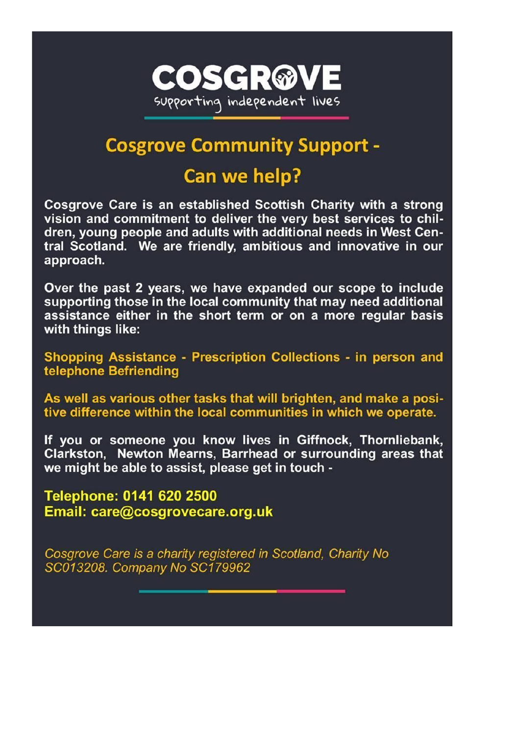# COSGROVE

supporting independent lives

## Cosgrove Community Support - Can we help?

**Cosgrove Care is an established Scottish Charity with a strong vision and commitment to deliver the very best services to children, young people and adults with additional needs in West Central Scotland. We are friendly, ambitious and innovative in our approach.**

**Over the past 2 years, we have expanded our scope to include supporting those in the local community that may need additional assistance either in the short term or on a more regular basis with things like:**

**Shopping Assistance - Prescription Collections - in person and telephone Befriending**

**As well as various other tasks that will brighten, and make a positive difference within the local communities in which we operate.**

**If you or someone you know lives in Giffnock, Thornliebank, Clarkston, Newton Mearns, Barrhead or surrounding areas that we might be able to assist, please get in touch -**

**Telephone: 0141 620 2500**
**Email: care@cosgrovecare.org.uk**

*Cosgrove Care is a charity registered in Scotland, Charity No SC013208. Company No SC179962*